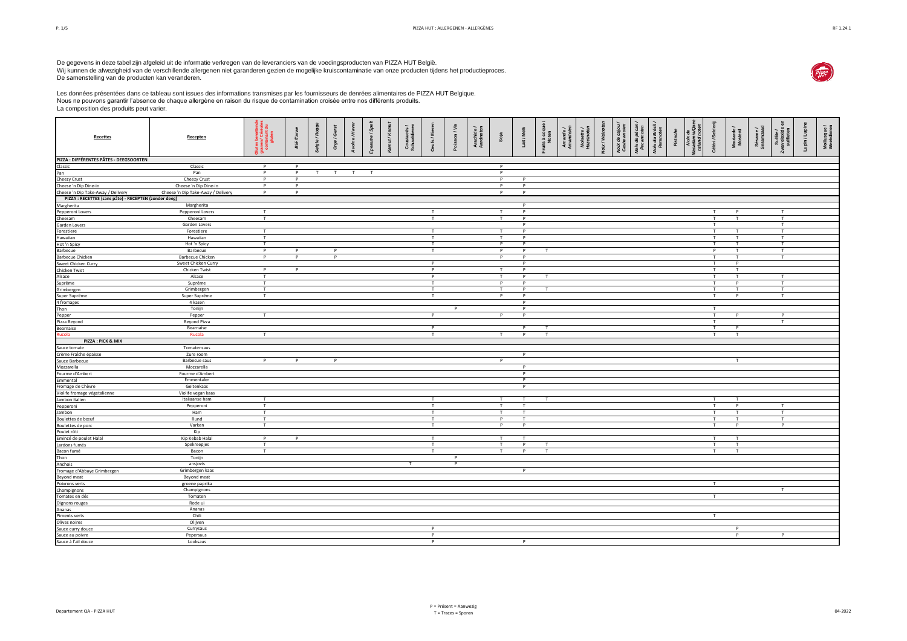De gegevens in deze tabel zijn afgeleid uit de informatie verkregen van de leveranciers van de voedingsproducten van PIZZA HUT België.
Wij kunnen de afwezigheid van de verschillende allergenen niet garanderen gezien de mogelijke kruiscontaminatie van onze producten tijdens het productieproces.
De samenstelling van de producten kan veranderen.

Les données présentées dans ce tableau sont issues des informations transmises par les fournisseurs de denrées alimentaires de PIZZA HUT Belgique.
Nous ne pouvons garantir l'absence de chaque allergène en raison du risque de contamination croisée entre nos différents produits.
La composition des produits peut varier.

| Recettes | Recepten | Glutenbevattende granen / Céréales contenant du gluten | Blé / Tarwe | Seigle / Rogge | Orge / Gerst | Avoine / Haver | Epeautre / Spelt | Kamut / Kamut | Crustacés / Schaaldieren | Oeufs / Eieren | Poisson / Vis | Arachide / Aardnoten | Soja | Lait / Melk | Fruits à coque / Noten | Amande / Amandelen | Noisette / Hazelnoten | Noix / Walnoten | Noix de cajou / Cashewnoten | Noix de pécan / Pecannoten | Noix du Brésil / Paranoten | Pistache | Noix de Macadamia/Queensland noten | Céleri / Selderij | Moutarde / Mosterd | Sésame / Sesamzaad | Sulfite / Zwaveldioxide en sulfieten | Lupin / Lupine | Mollusque / Weekdieren |
|---|---|---|---|---|---|---|---|---|---|---|---|---|---|---|---|---|---|---|---|---|---|---|---|---|---|---|---|---|---|
| **PIZZA : DIFFÉRENTES PÂTES - DEEGSOORTEN** | | | | | | | | | | | | | | | | | | | | | | | | | | | | | |
| Classic | Classic | P | P | | | | | | | | | | P | | | | | | | | | | | | | | | | |
| Pan | Pan | P | P | T | T | T | T | | | | | | P | | | | | | | | | | | | | | | | |
| Cheezy Crust | Cheezy Crust | P | P | | | | | | | | | | P | P | | | | | | | | | | | | | | | |
| Cheese 'n Dip Dine-in | Cheese 'n Dip Dine-in | P | P | | | | | | | | | | P | P | | | | | | | | | | | | | | | |
| Cheese 'n Dip Take-Away / Delivery | Cheese 'n Dip Take-Away / Delivery | P | P | | | | | | | | | | P | P | | | | | | | | | | | | | | | |
| **PIZZA : RECETTES (sans pâte) - RECEPTEN (zonder deeg)** | | | | | | | | | | | | | | | | | | | | | | | | | | | | | |
| Margherita | Margherita | | | | | | | | | | | | | P | | | | | | | | | | | | | | | |
| Pepperoni Lovers | Pepperoni Lovers | T | | | | | | | | T | | | T | P | | | | | | | | | | T | P | | T | | |
| Cheesam | Cheesam | T | | | | | | | | T | | | T | P | | | | | | | | | | T | T | | T | | |
| Garden Lovers | Garden Lovers | | | | | | | | | | | | | P | | | | | | | | | | T | | | T | | |
| Forestiere | Forestiere | T | | | | | | | | T | | | T | P | | | | | | | | | | T | T | | T | | |
| Hawaiian | Hawaiian | T | | | | | | | | T | | | T | P | | | | | | | | | | T | T | | T | | |
| Hot 'n Spicy | Hot 'n Spicy | T | | | | | | | | T | | | P | P | | | | | | | | | | T | T | | T | | |
| Barbecue | Barbecue | P | P | | P | | | | | T | | | P | P | T | | | | | | | | | P | T | | T | | |
| Barbecue Chicken | Barbecue Chicken | P | P | | P | | | | | | | | P | P | | | | | | | | | | T | T | | T | | |
| Sweet Chicken Curry | Sweet Chicken Curry | | | | | | | | | P | | | | P | | | | | | | | | | T | P | | | | |
| Chicken Twist | Chicken Twist | P | P | | | | | | | P | | | T | P | | | | | | | | | | T | T | | | | |
| Alsace | Alsace | T | | | | | | | | P | | | T | P | T | | | | | | | | | T | T | | T | | |
| Suprême | Suprême | T | | | | | | | | T | | | P | P | | | | | | | | | | T | P | | T | | |
| Grimbergen | Grimbergen | T | | | | | | | | T | | | T | P | T | | | | | | | | | T | T | | T | | |
| Super Suprême | Super Suprême | T | | | | | | | | T | | | P | P | | | | | | | | | | T | P | | T | | |
| 4 fromages | 4 kazen | | | | | | | | | | | | | P | | | | | | | | | | | | | | | |
| Thon | Tonijn | | | | | | | | | | P | | | P | | | | | | | | | | T | | | | | |
| Pepper | Pepper | T | | | | | | | | P | | | P | P | | | | | | | | | | T | P | | P | | |
| Pizza Beyond | Beyond Pizza | | | | | | | | | | | | | | | | | | | | | | | T | | | T | | |
| Bearnaise | Bearnaise | | | | | | | | | P | | | | P | T | | | | | | | | | T | P | | | | |
| Rucola | Rucola | T | | | | | | | | T | | | T | P | T | | | | | | | | | T | T | | | | |
| **PIZZA : PICK & MIX** | | | | | | | | | | | | | | | | | | | | | | | | | | | | | |
| Sauce tomate | Tomatensaus | | | | | | | | | | | | | | | | | | | | | | | | | | | | |
| Crème Fraîche épaisse | Zure room | | | | | | | | | | | | | P | | | | | | | | | | | | | | | |
| Sauce Barbecue | Barbecue saus | P | P | | P | | | | | | | | P | | | | | | | | | | | | T | | | | |
| Mozzarella | Mozzarella | | | | | | | | | | | | | P | | | | | | | | | | | | | | | |
| Fourme d'Ambert | Fourme d'Ambert | | | | | | | | | | | | | P | | | | | | | | | | | | | | | |
| Emmental | Emmentaler | | | | | | | | | | | | | P | | | | | | | | | | | | | | | |
| Fromage de Chèvre | Geitenkaas | | | | | | | | | | | | | P | | | | | | | | | | | | | | | |
| Violife fromage végétalienne | Violife vegan kaas | | | | | | | | | | | | | | | | | | | | | | | | | | | | |
| Jambon italien | Italiaanse ham | T | | | | | | | | T | | | T | T | T | | | | | | | | | T | T | | | | |
| Pepperoni | Pepperoni | T | | | | | | | | T | | | T | T | | | | | | | | | | T | P | | T | | |
| Jambon | Ham | T | | | | | | | | T | | | T | T | | | | | | | | | | T | T | | T | | |
| Boulettes de bœuf | Rund | T | | | | | | | | T | | | P | T | | | | | | | | | | T | T | | T | | |
| Boulettes de porc | Varken | T | | | | | | | | T | | | P | P | | | | | | | | | | T | P | | P | | |
| Poulet rôti | Kip | | | | | | | | | | | | | | | | | | | | | | | | | | | | |
| Emincé de poulet Halal | Kip Kebab Halal | P | P | | | | | | | T | | | T | T | | | | | | | | | | T | T | | | | |
| Lardons fumés | Spekreepjes | T | | | | | | | | T | | | T | P | T | | | | | | | | | T | T | | | | |
| Bacon fumé | Bacon | T | | | | | | | | T | | | T | P | T | | | | | | | | | T | T | | | | |
| Thon | Tonijn | | | | | | | | | | P | | | | | | | | | | | | | | | | | | |
| Anchois | ansjovis | | | | | | | | T | | P | | | | | | | | | | | | | | | | | | |
| Fromage d'Abbaye Grimbergen | Grimbergen kaas | | | | | | | | | | | | | P | | | | | | | | | | | | | | | |
| Beyond meat | Beyond meat | | | | | | | | | | | | | | | | | | | | | | | | | | | | |
| Poivrons verts | groene paprika | | | | | | | | | | | | | | | | | | | | | | | T | | | | | |
| Champignons | Champignons | | | | | | | | | | | | | | | | | | | | | | | | | | T | | |
| Tomates en dés | Tomaten | | | | | | | | | | | | | | | | | | | | | | | T | | | | | |
| Oignons rouges | Rode ui | | | | | | | | | | | | | | | | | | | | | | | | | | | | |
| Ananas | Ananas | | | | | | | | | | | | | | | | | | | | | | | | | | | | |
| Piments verts | Chili | | | | | | | | | | | | | | | | | | | | | | | T | | | | | |
| Olives noires | Olijven | | | | | | | | | | | | | | | | | | | | | | | | | | | | |
| Sauce curry douce | Currysaus | | | | | | | | | P | | | | | | | | | | | | | | | P | | | | |
| Sauce au poivre | Pepersaus | | | | | | | | | P | | | | | | | | | | | | | | | P | | P | | |
| Sauce à l'ail douce | Looksaus | | | | | | | | | P | | | | P | | | | | | | | | | | | | | | |

P = Présent = Aanwezig
T = Traces = Sporen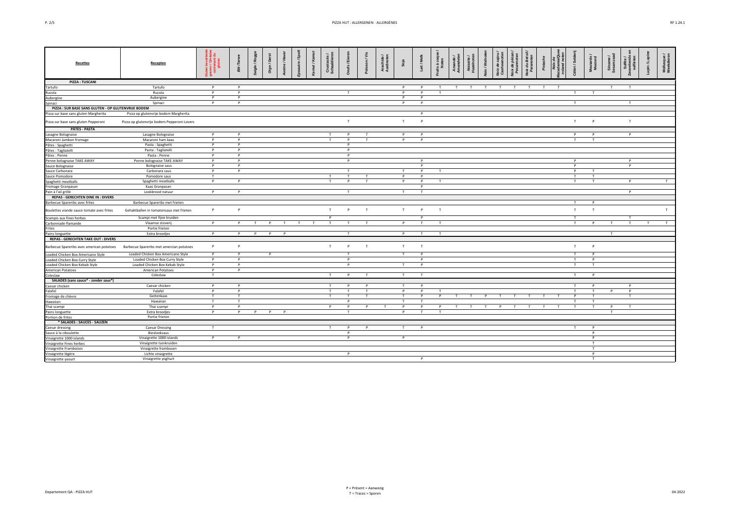| Recettes | Recepten | Gluten bevattende granen / Céréales contenant du gluten | Blé /Tarwe | Seigle / Rogge | Orge / Gerst | Avoine / Haver | Epeautre / Spelt | Kamut / Kamut | Crustacés / Schaaldieren | Oeufs / Eieren | Poisson / Vis | Arachide / Aardnoten | Soja | Lait / Melk | Fruits à coque / Noten | Amande / Amandelen | Noisette / Hazelnoten | Noix / Walnoten | Noix de cajou / Cashewnoten | Noix de pécan / Pecannoten | Noix du Brésil / Paranoten | Pistache | Noix de Macadamia/Queensland noten | Céleri / Selderij | Moutarde / Mosterd | Sésame / Sesamzaad | Sulfite / Zwaveldioxide en sulfieten | Lupin / Lupine | Mollusque / Weekdieren |
|---|---|---|---|---|---|---|---|---|---|---|---|---|---|---|---|---|---|---|---|---|---|---|---|---|---|---|---|---|---|
| **PIZZA : TUSCANI** | | | | | | | | | | | | | | | | | | | | | | | | | | | | | |
| Tartufo | Tartufo | P | P | | | | | | | | | | P | P | T | T | T | T | T | T | T | T | T | | | T | T | | |
| Rucola | Rucola | P | P | | | | | | | T | | | P | P | T | | | | | | | | | T | T | | | | |
| Aubergine | Aubergine | P | P | | | | | | | | | | P | P | | | | | | | | | | | | | | | |
| Spinaci | Spinaci | P | P | | | | | | | | | | P | P | | | | | | | | | | T | | | T | | |
| **PIZZA : SUR BASE SANS GLUTEN - OP GLUTENVRIJE BODEM** | | | | | | | | | | | | | | | | | | | | | | | | | | | | | |
| Pizza sur base sans gluten Margherita | Pizza op glutenvrije bodem Margherita | | | | | | | | | | | | | P | | | | | | | | | | | | | | | |
| Pizza sur base sans gluten Pepperoni | Pizza op glutenvrije bodem Pepperoni Lovers | | | | | | | | | T | | | T | P | | | | | | | | | | T | P | | T | | |
| **PÂTES - PASTA** | | | | | | | | | | | | | | | | | | | | | | | | | | | | | |
| Lasagne Bolognaise | Lasagne Bolognaise | P | P | | | | | | T | P | T | | P | P | | | | | | | | | | P | P | | P | | |
| Macaroni Jambon fromage | Macaroni ham kaas | P | P | | | | | | T | P | T | | P | P | | | | | | | | | | T | T | | | | |
| Pâtes : Spaghetti | Pasta : Spaghetti | P | P | | | | | | | P | | | | | | | | | | | | | | | | | | | |
| Pâtes : Tagliatelli | Pasta : Tagliatelli | P | P | | | | | | | P | | | | | | | | | | | | | | | | | | | |
| Pâtes : Penne | Pasta : Penne | P | P | | | | | | | P | | | | | | | | | | | | | | | | | | | |
| Penne bolognaise TAKE AWAY | Penne bolognaise TAKE AWAY | P | P | | | | | | | P | | | | P | | | | | | | | | | P | | | P | | |
| Sauce Bolognaise | Bolognaise saus | P | P | | | | | | | | | | | P | | | | | | | | | | P | | | P | | |
| Sauce Carbonara | Carbonara saus | P | P | | | | | | | T | | | T | P | T | | | | | | | | | P | T | | | | |
| Sauce Pomodore | Pomodore saus | T | | | | | | | T | T | T | | P | P | | | | | | | | | | T | T | | | | |
| Spaghetti meatballs | Spaghetti meatballs | P | P | | | | | | T | P | T | | P | P | T | | | | | | | | | T | T | | P | | T |
| Fromage Granpasan | Kaas Granpasan | | | | | | | | | | | | | P | | | | | | | | | | | | | | | |
| Pain à l'ail grillé | Lookbrood natuur | P | P | | | | | | | T | | | T | T | | | | | | | | | | | | | P | | |
| **REPAS - GERECHTEN DINE IN : DIVERS** | | | | | | | | | | | | | | | | | | | | | | | | | | | | | |
| Barbecue Spareribs avec frites | Barbecue Spareribs met frieten | | | | | | | | | | | | | | | | | | | | | | | T | P | | | | |
| Boulettes viande sauce tomate avec frites | Gehaktballen in tomatensaus met frieten | P | P | | | | | | T | P | T | | T | P | T | | | | | | | | | T | T | | | | T |
| Scampis aux fines herbes | Scampi met fijne kruiden | | | | | | | | P | | | | | P | | | | | | | | | | T | | | T | | |
| Carbonnade flamande | Vlaamse stoverij | P | P | T | P | T | T | T | T | T | T | | P | T | T | | | | | | | | | T | P | T | T | T | T |
| Frites | Portie frieten | | | | | | | | | | | | | | | | | | | | | | | | | | | | |
| Pains longuette | Extra broodjes | P | P | P | P | P | | | | T | | | P | T | T | | | | | | | | | | | T | | | |
| **REPAS - GERECHTEN TAKE OUT : DIVERS** | | | | | | | | | | | | | | | | | | | | | | | | | | | | | |
| Barbecue Spareribs avec american potatoes | Barbecue Spareribs met american potatoes | P | P | | | | | | T | P | T | | T | T | | | | | | | | | | T | P | | | | |
| Loaded Chicken Box Americano Style | Loaded Chicken Box Americano Style | P | P | | P | | | | | T | | | T | P | | | | | | | | | | T | P | | | | |
| Loaded Chicken Box Curry Style | Loaded Chicken Box Curry Style | P | P | | | | | | | P | | | | P | | | | | | | | | | T | P | | | | |
| Loaded Chicken Box Kebab Style | Loaded Chicken Box Kebab Style | P | P | | | | | | | P | | | T | P | | | | | | | | | | T | T | | | | |
| American Potatoes | American Potatoes | P | P | | | | | | | | | | | | | | | | | | | | | | | | | | |
| Coleslaw | Coleslaw | T | | | | | | | T | P | T | | T | T | | | | | | | | | | T | P | | | | |
| **SALADES (sans sauce* - zonder saus*)** | | | | | | | | | | | | | | | | | | | | | | | | | | | | | |
| Caesar chicken | Caesar chicken | P | P | | | | | | T | P | P | | T | P | | | | | | | | | | T | P | | P | | |
| Falafel | Falafel | P | P | | | | | | T | T | T | | P | P | T | | | | | | | | | T | T | P | P | | |
| Fromage de chèvre | Geitenkaas | T | T | | | | | | T | T | T | | T | P | P | T | T | P | T | T | T | T | T | P | T | | T | | |
| Hawaiian | Hawaiian | T | T | | | | | | | P | | | T | T | | | | | | | | | | T | T | | | | |
| Thai scampi | Thai scampi | P | P | | | | | | P | P | P | T | P | P | P | T | T | T | P | T | T | T | T | T | T | P | T | | |
| Pains longuette | Extra broodjes | P | P | P | P | P | | | | T | | | P | T | T | | | | | | | | | | | T | | | |
| Portion de frites | Portie frieten | | | | | | | | | | | | | | | | | | | | | | | | | | | | |
| *** SALADES : SAUCES - SAUZEN** | | | | | | | | | | | | | | | | | | | | | | | | | | | | | |
| Caesar dressing | Caesar Dressing | T | | | | | | | T | P | P | | T | P | | | | | | | | | | T | P | | | | |
| Sauce à la ciboulette | Bieslooksaus | | | | | | | | | P | | | | | | | | | | | | | | | P | | | | |
| Vinaigrette 1000 islands | Vinaigrette 1000 islands | P | P | | | | | | | P | | | P | | | | | | | | | | | | P | | | | |
| Vinaigrette Fines herbes | Vinaigrette tuinkruiden | | | | | | | | | | | | | | | | | | | | | | | | T | | | | |
| Vinaigrette Framboises | Vinaigrette frambozen | | | | | | | | | | | | | | | | | | | | | | | | T | | | | |
| Vinaigrette légère | Lichte vinaigrette | | | | | | | | | P | | | | | | | | | | | | | | | P | | | | |
| Vinaigrette yaourt | Vinaigrette yoghurt | | | | | | | | | | | | | P | | | | | | | | | | | T | | | | |

P = Présent = Aanwezig
T = Traces = Sporen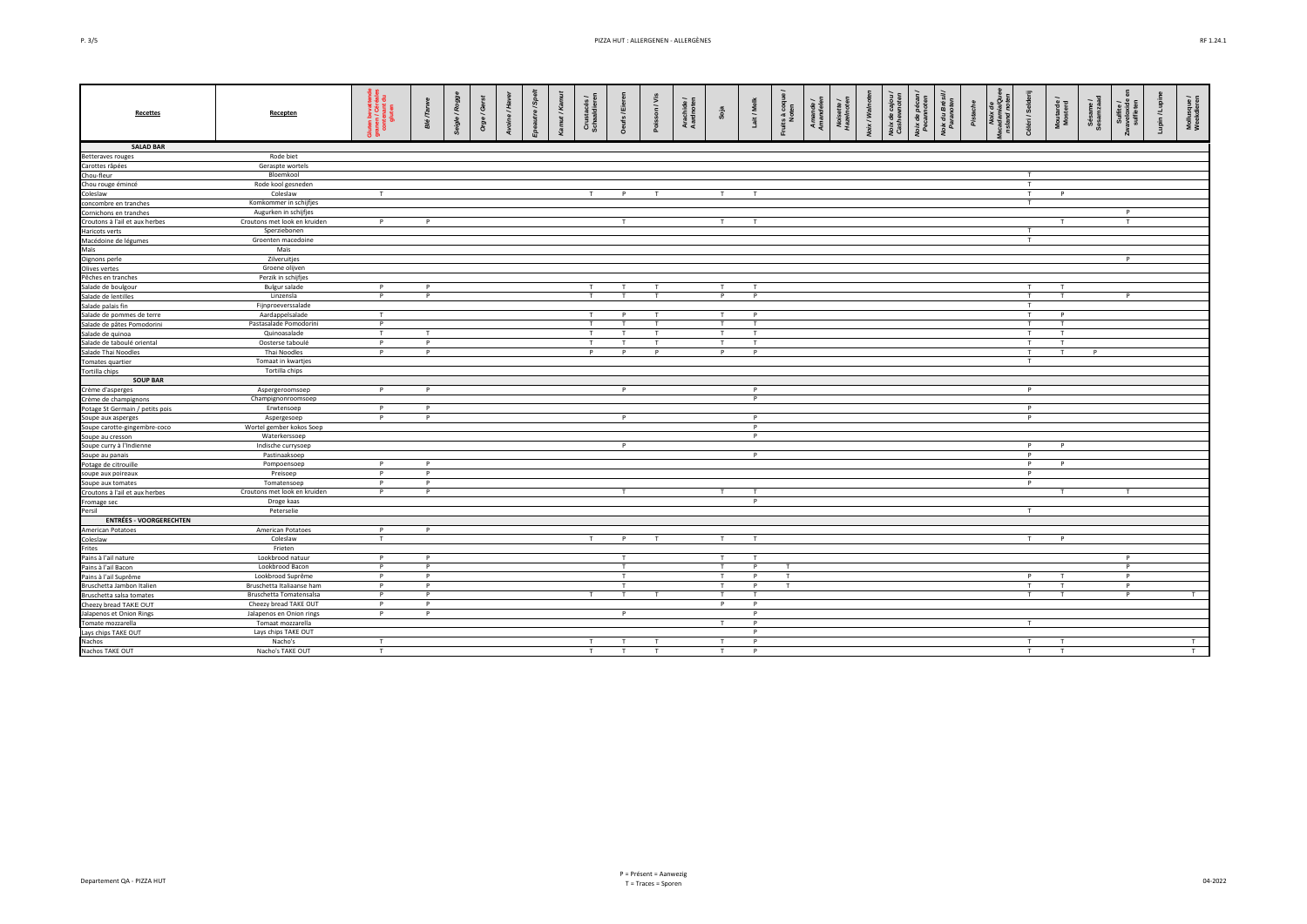# PIZZA HUT : ALLERGENEN - ALLERGÈNES

| Recettes | Recepten | Gluten bevattende granen / Céréales contenant du gluten | Blé /Tarwe | Seigle / Rogge | Orge / Gerst | Avoine / Haver | Epeautre / Spelt | Kamut / Kamut | Crustacés / Schaaldieren | Oeufs / Eieren | Poisson / Vis | Arachide / Aardnoten | Soja | Lait / Melk | Fruits à coque / Noten | Amande / Amandelen | Noisette / Hazelnoten | Noix / Walnoten | Noix de cajou / Cashewnoten | Noix de pécan / Pecannoten | Noix du Brésil / Paranoten | Pistache | Noix de Macadamia / Queensland noten | Céleri / Selderij | Moutarde / Mosterd | Sésame / Sesamzaad | Sulfite / Zwaveldioxide en sulfieten | Lupin / Lupine | Mollusque / Weekdieren |
|---|---|---|---|---|---|---|---|---|---|---|---|---|---|---|---|---|---|---|---|---|---|---|---|---|---|---|---|---|---|
| **SALAD BAR** | | | | | | | | | | | | | | | | | | | | | | | | | | | | | |
| Betteraves rouges | Rode biet | | | | | | | | | | | | | | | | | | | | | | | | | | | | |
| Carottes râpées | Geraspte wortels | | | | | | | | | | | | | | | | | | | | | | | | | | | | |
| Chou-fleur | Bloemkool | | | | | | | | | | | | | | | | | | | | | | | T | | | | | |
| Chou rouge émincé | Rode kool gesneden | | | | | | | | | | | | | | | | | | | | | | | T | | | | | |
| Coleslaw | Coleslaw | T | | | | | | | T | P | T | | T | T | | | | | | | | | | T | P | | | | |
| concombre en tranches | Komkommer in schijfjes | | | | | | | | | | | | | | | | | | | | | | | T | | | | | |
| Cornichons en tranches | Augurken in schijfjes | | | | | | | | | | | | | | | | | | | | | | | | | | P | | |
| Croutons à l'ail et aux herbes | Croutons met look en kruiden | P | P | | | | | | | T | | | T | T | | | | | | | | | | | T | | T | | |
| Haricots verts | Sperziebonen | | | | | | | | | | | | | | | | | | | | | | | T | | | | | |
| Macédoine de légumes | Groenten macedoine | | | | | | | | | | | | | | | | | | | | | | | T | | | | | |
| Maïs | Maïs | | | | | | | | | | | | | | | | | | | | | | | | | | | | |
| Oignons perle | Zilveruitjes | | | | | | | | | | | | | | | | | | | | | | | | | | P | | |
| Olives vertes | Groene olijven | | | | | | | | | | | | | | | | | | | | | | | | | | | | |
| Pêches en tranches | Perzik in schijfjes | | | | | | | | | | | | | | | | | | | | | | | | | | | | |
| Salade de boulgour | Bulgur salade | P | P | | | | | | T | T | T | | T | T | | | | | | | | | | T | T | | | | |
| Salade de lentilles | Linzensla | P | P | | | | | | T | T | T | | P | P | | | | | | | | | | T | T | | P | | |
| Salade palais fin | Fijnproeverssalade | | | | | | | | | | | | | | | | | | | | | | | T | | | | | |
| Salade de pommes de terre | Aardappelsalade | T | | | | | | | T | P | T | | T | P | | | | | | | | | | T | P | | | | |
| Salade de pâtes Pomodorini | Pastasalade Pomodorini | P | | | | | | | T | T | T | | T | T | | | | | | | | | | T | T | | | | |
| Salade de quinoa | Quinoasalade | T | T | | | | | | T | T | T | | T | T | | | | | | | | | | T | T | | | | |
| Salade de taboulé oriental | Oosterse taboulé | P | P | | | | | | T | T | T | | T | T | | | | | | | | | | T | T | | | | |
| Salade Thai Noodles | Thai Noodles | P | P | | | | | | P | P | P | | P | P | | | | | | | | | | T | T | P | | | |
| Tomates quartier | Tomaat in kwartjes | | | | | | | | | | | | | | | | | | | | | | | T | | | | | |
| Tortilla chips | Tortilla chips | | | | | | | | | | | | | | | | | | | | | | | | | | | | |
| **SOUP BAR** | | | | | | | | | | | | | | | | | | | | | | | | | | | | | |
| Crème d'asperges | Aspergeroomsoep | P | P | | | | | | | P | | | | P | | | | | | | | | | P | | | | | |
| Crème de champignons | Champignonroomsoep | | | | | | | | | | | | | P | | | | | | | | | | | | | | | |
| Potage St Germain / petits pois | Erwtensoep | P | P | | | | | | | | | | | | | | | | | | | | | P | | | | | |
| Soupe aux asperges | Aspergesoep | P | P | | | | | | | P | | | | P | | | | | | | | | | P | | | | | |
| Soupe carotte-gingembre-coco | Wortel gember kokos Soep | | | | | | | | | | | | | P | | | | | | | | | | | | | | | |
| Soupe au cresson | Waterkerssoep | | | | | | | | | | | | | P | | | | | | | | | | | | | | | |
| Soupe curry à l'Indienne | Indische currysoep | | | | | | | | | P | | | | | | | | | | | | | | P | P | | | | |
| Soupe au panais | Pastinaaksoep | | | | | | | | | | | | | P | | | | | | | | | | P | | | | | |
| Potage de citrouille | Pompoensoep | P | P | | | | | | | | | | | | | | | | | | | | | P | P | | | | |
| soupe aux poireaux | Preisoep | P | P | | | | | | | | | | | | | | | | | | | | | P | | | | | |
| Soupe aux tomates | Tomatensoep | P | P | | | | | | | | | | | | | | | | | | | | | P | | | | | |
| Croutons à l'ail et aux herbes | Croutons met look en kruiden | P | P | | | | | | | T | | | T | T | | | | | | | | | | | T | | T | | |
| Fromage sec | Droge kaas | | | | | | | | | | | | | P | | | | | | | | | | | | | | | |
| Persil | Peterselie | | | | | | | | | | | | | | | | | | | | | | | T | | | | | |
| **ENTRÉES - VOORGERECHTEN** | | | | | | | | | | | | | | | | | | | | | | | | | | | | | |
| American Potatoes | American Potatoes | P | P | | | | | | | | | | | | | | | | | | | | | | | | | | |
| Coleslaw | Coleslaw | T | | | | | | | T | P | T | | T | T | | | | | | | | | | T | P | | | | |
| Frites | Frieten | | | | | | | | | | | | | | | | | | | | | | | | | | | | |
| Pains à l'ail nature | Lookbrood natuur | P | P | | | | | | | T | | | T | T | | | | | | | | | | | | | P | | |
| Pains à l'ail Bacon | Lookbrood Bacon | P | P | | | | | | | T | | | T | P | T | | | | | | | | | | | | P | | |
| Pains à l'ail Suprême | Lookbrood Suprême | P | P | | | | | | | T | | | T | P | T | | | | | | | | | P | T | | P | | |
| Bruschetta Jambon Italien | Bruschetta Italiaanse ham | P | P | | | | | | | T | | | T | P | T | | | | | | | | | T | T | | P | | |
| Bruschetta salsa tomates | Bruschetta Tomatensalsa | P | P | | | | | | T | T | T | | T | T | | | | | | | | | | T | T | | P | | T |
| Cheezy bread TAKE OUT | Cheezy bread TAKE OUT | P | P | | | | | | | | | | P | P | | | | | | | | | | | | | | | |
| Jalapenos et Onion Rings | Jalapenos en Onion rings | P | P | | | | | | | P | | | | P | | | | | | | | | | | | | | | |
| Tomate mozzarella | Tomaat mozzarella | | | | | | | | | | | | T | P | | | | | | | | | | T | | | | | |
| Lays chips TAKE OUT | Lays chips TAKE OUT | | | | | | | | | | | | | P | | | | | | | | | | | | | | | |
| Nachos | Nacho's | T | | | | | | | T | T | T | | T | P | | | | | | | | | | T | T | | | | T |
| Nachos TAKE OUT | Nacho's TAKE OUT | T | | | | | | | T | T | T | | T | P | | | | | | | | | | T | T | | | | T |

P = Présent = Aanwezig
T = Traces = Sporen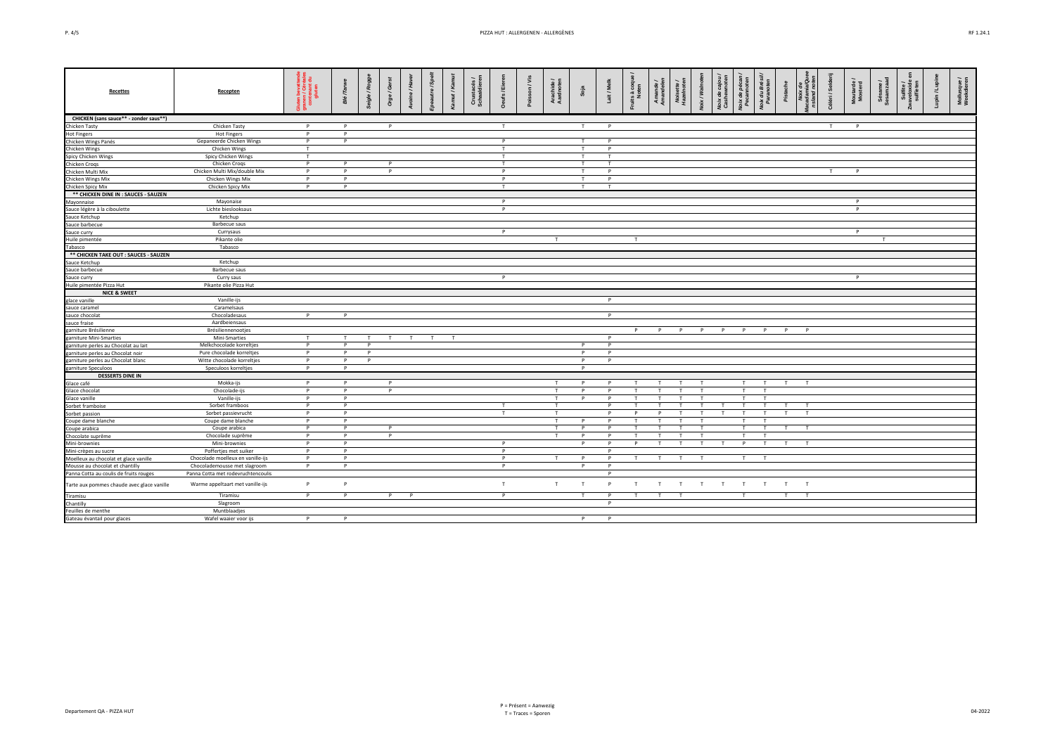| Recettes | Recepten | Céréales contenant du gluten / Glutenbevattende granen | Blé / Tarwe | Seigle / Rogge | Orge / Gerst | Avoine / Haver | Epeautre / Spelt | Kamut / Kamut | Crustacés / Schaaldieren | Oeufs / Eieren | Poisson / Vis | Arachide / Aardnoten | Soja | Lait / Melk | Fruits à coque / Noten | Amande / Amandelen | Noisette / Hazelnoten | Noix / Walnoten | Noix de cajou / Cashewnoten | Noix de pécan / Pecannoten | Noix du Brésil / Paranoten | Pistache | Noix de Macadamia/Queensland noten | Céleri / Selderij | Moutarde / Mosterd | Sésame / Sesamzaad | Sulfite / Zwaveldioxide en sulfieten | Lupin / Lupine | Mollusque / Weekdieren |
|---|---|---|---|---|---|---|---|---|---|---|---|---|---|---|---|---|---|---|---|---|---|---|---|---|---|---|---|---|---|
| **CHICKEN (sans sauce** - zonder saus**)** | | | | | | | | | | | | | | | | | | | | | | | | | | | | | |
| Chicken Tasty | Chicken Tasty | P | P | | P | | | | | T | | | T | P | | | | | | | | | | T | P | | | | |
| Hot Fingers | Hot Fingers | P | P | | | | | | | | | | | | | | | | | | | | | | | | | | |
| Chicken Wings Panés | Gepaneerde Chicken Wings | P | P | | | | | | | P | | | T | P | | | | | | | | | | | | | | | |
| Chicken Wings | Chicken Wings | T | | | | | | | | T | | | T | P | | | | | | | | | | | | | | | |
| Spicy Chicken Wings | Spicy Chicken Wings | T | | | | | | | | T | | | T | T | | | | | | | | | | | | | | | |
| Chicken Crogs | Chicken Crogs | P | P | | P | | | | | T | | | T | T | | | | | | | | | | | | | | | |
| Chicken Multi Mix | Chicken Multi Mix/double Mix | P | P | | P | | | | | P | | | T | P | | | | | | | | | | T | P | | | | |
| Chicken Wings Mix | Chicken Wings Mix | P | P | | | | | | | P | | | T | P | | | | | | | | | | | | | | | |
| Chicken Spicy Mix | Chicken Spicy Mix | P | P | | | | | | | T | | | T | T | | | | | | | | | | | | | | | |
| **** CHICKEN DINE IN : SAUCES - SAUZEN** | | | | | | | | | | | | | | | | | | | | | | | | | | | | | |
| Mayonnaise | Mayonaise | | | | | | | | | P | | | | | | | | | | | | | | | P | | | | |
| Sauce légère à la ciboulette | Lichte bieslooksaus | | | | | | | | | P | | | | | | | | | | | | | | | P | | | | |
| Sauce Ketchup | Ketchup | | | | | | | | | | | | | | | | | | | | | | | | | | | | |
| Sauce barbecue | Barbecue saus | | | | | | | | | | | | | | | | | | | | | | | | | | | | |
| Sauce curry | Currysaus | | | | | | | | | P | | | | | | | | | | | | | | | P | | | | |
| Huile pimentée | Pikante olie | | | | | | | | | | | T | | | T | | | | | | | | | | | T | | | |
| Tabasco | Tabasco | | | | | | | | | | | | | | | | | | | | | | | | | | | | |
| **** CHICKEN TAKE OUT : SAUCES - SAUZEN** | | | | | | | | | | | | | | | | | | | | | | | | | | | | | |
| Sauce Ketchup | Ketchup | | | | | | | | | | | | | | | | | | | | | | | | | | | | |
| Sauce barbecue | Barbecue saus | | | | | | | | | | | | | | | | | | | | | | | | | | | | |
| Sauce curry | Curry saus | | | | | | | | | P | | | | | | | | | | | | | | | P | | | | |
| Huile pimentée Pizza Hut | Pikante olie Pizza Hut | | | | | | | | | | | | | | | | | | | | | | | | | | | | |
| **NICE & SWEET** | | | | | | | | | | | | | | | | | | | | | | | | | | | | | |
| glace vanille | Vanille-ijs | | | | | | | | | | | | | P | | | | | | | | | | | | | | | |
| sauce caramel | Caramelsaus | | | | | | | | | | | | | | | | | | | | | | | | | | | | |
| sauce chocolat | Chocoladesaus | P | P | | | | | | | | | | | P | | | | | | | | | | | | | | | |
| sauce fraise | Aardbeiensaus | | | | | | | | | | | | | | | | | | | | | | | | | | | | |
| garniture Brésilienne | Brésiliennenootjes | | | | | | | | | | | | | | P | P | P | P | P | P | P | P | P | | | | | | |
| garniture Mini-Smarties | Mini-Smarties | T | T | T | T | T | T | T | | | | | | P | | | | | | | | | | | | | | | |
| garniture perles au Chocolat au lait | Melkchocolade korreltjes | P | P | P | | | | | | | | | P | P | | | | | | | | | | | | | | | |
| garniture perles au Chocolat noir | Pure chocolade korreltjes | P | P | P | | | | | | | | | P | P | | | | | | | | | | | | | | | |
| garniture perles au Chocolat blanc | Witte chocolade korreltjes | P | P | P | | | | | | | | | P | P | | | | | | | | | | | | | | | |
| garniture Speculoos | Speculoos korreltjes | P | P | | | | | | | | | | P | | | | | | | | | | | | | | | | |
| **DESSERTS DINE IN** | | | | | | | | | | | | | | | | | | | | | | | | | | | | | |
| Glace café | Mokka-ijs | P | P | | P | | | | | | | T | P | P | T | T | T | T | | T | T | T | T | | | | | | |
| Glace chocolat | Chocolade-ijs | P | P | | P | | | | | | | T | P | P | T | T | T | T | | T | T | | | | | | | | |
| Glace vanille | Vanille-ijs | P | P | | | | | | | | | T | P | P | T | T | T | T | | T | T | | | | | | | | |
| Sorbet framboise | Sorbet framboos | P | P | | | | | | | T | | T | | P | T | T | T | T | T | T | T | T | T | | | | | | |
| Sorbet passion | Sorbet passievrucht | P | P | | | | | | | T | | T | | P | P | P | T | T | T | T | T | T | T | | | | | | |
| Coupe dame blanche | Coupe dame blanche | P | P | | | | | | | | | T | P | P | T | T | T | T | | T | T | | | | | | | | |
| Coupe arabica | Coupe arabica | P | P | | P | | | | | | | T | P | P | T | T | T | T | | T | T | T | T | | | | | | |
| Chocolate suprême | Chocolade suprême | P | P | | P | | | | | | | T | P | P | T | T | T | T | | T | T | | | | | | | | |
| Mini-brownies | Mini-brownies | P | P | | | | | | | P | | | P | P | P | T | T | T | T | P | T | T | T | | | | | | |
| Mini-crêpes au sucre | Poffertjes met suiker | P | P | | | | | | | P | | | | P | | | | | | | | | | | | | | | |
| Moelleux au chocolat et glace vanille | Chocolade moelleux en vanille-ijs | P | P | | | | | | | P | | T | P | P | T | T | T | T | | T | T | | | | | | | | |
| Mousse au chocolat et chantilly | Chocolademousse met slagroom | P | P | | | | | | | P | | | P | P | | | | | | | | | | | | | | | |
| Panna Cotta au coulis de fruits rouges | Panna Cotta met rodevruchtencoulis | | | | | | | | | | | | | P | | | | | | | | | | | | | | | |
| Tarte aux pommes chaude avec glace vanille | Warme appeltaart met vanille-ijs | P | P | | | | | | | T | | T | T | P | T | T | T | T | T | T | T | T | T | | | | | | |
| Tiramisu | Tiramisu | P | P | | P | P | | | | P | | | T | P | T | T | T | | | T | | T | T | | | | | | |
| Chantilly | Slagroom | | | | | | | | | | | | | P | | | | | | | | | | | | | | | |
| Feuilles de menthe | Muntblaadjes | | | | | | | | | | | | | | | | | | | | | | | | | | | | |
| Gateau évantail pour glaces | Wafel waaier voor ijs | P | P | | | | | | | | | | P | P | | | | | | | | | | | | | | | |

P = Présent = Aanwezig
T = Traces = Sporen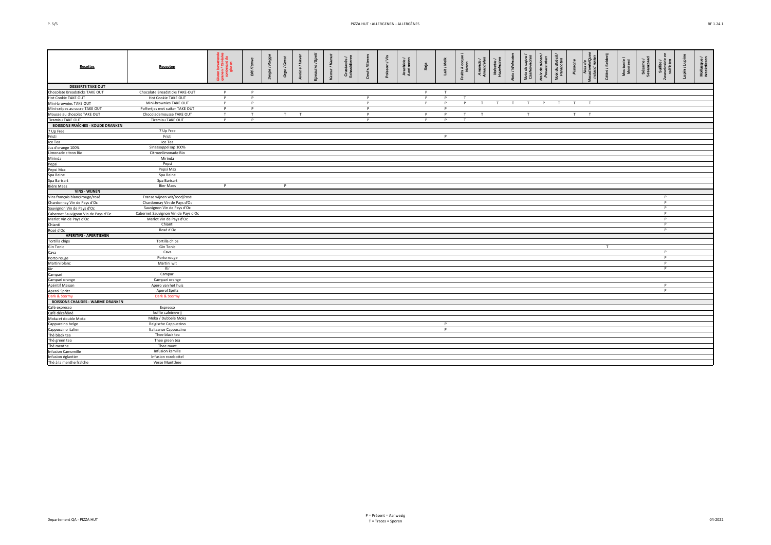| Recettes | Recepten | Céréales contenant du gluten / Glutenbevattende granen | Blé /Tarwe | Seigle / Rogge | Orge / Gerst | Avoine / Haver | Epeautre / Spelt | Kamut / Kamut | Crustacés / Schaaldieren | Oeufs / Eieren | Poisson / Vis | Arachide / Aardnoten | Soja | Lait / Melk | Fruits à coque / Noten | Amande / Amandelen | Noisette / Hazelnoten | Noix / Walnoten | Noix de cajou / Cashewnoten | Noix de pécan / Pecannoten | Noix du Brésil / Paranoten | Pistache | Noix de Macadamia/Queensland noten | Céleri / Selderij | Moutarde / Mosterd | Sésame / Sesamzaad | Sulfite / Zwaveldioxide en sulfieten | Lupin / Lupine | Mollusque / Weekdieren |
|---|---|---|---|---|---|---|---|---|---|---|---|---|---|---|---|---|---|---|---|---|---|---|---|---|---|---|---|---|---|
| **DESSERTS TAKE OUT** | | | | | | | | | | | | | | | | | | | | | | | | | | | | | |
| Chocolate Breadsticks TAKE OUT | Chocolate Breadsticks TAKE-OUT | P | P | | | | | | | | | | P | T | | | | | | | | | | | | | | | |
| Hot Cookie TAKE OUT | Hot Cookie TAKE OUT | P | P | | | | | | | P | | | P | P | T | | | | | | | | | | | | | | |
| Mini-brownies TAKE OUT | Mini-brownies TAKE OUT | P | P | | | | | | | P | | | P | P | P | T | T | T | T | P | T | T | T | | | | | | |
| Mini-crêpes au sucre TAKE OUT | Poffertjes met suiker TAKE OUT | P | P | | | | | | | P | | | | P | | | | | | | | | | | | | | | |
| Mousse au chocolat TAKE OUT | Chocolademousse TAKE OUT | T | T | | T | T | | | | P | | | P | P | T | T | | | T | | | T | T | | | | | | |
| Tiramisu TAKE OUT | Tiramisu TAKE OUT | P | P | | | | | | | P | | | P | P | T | | | | | | | | | | | | | | |
| **BOISSONS FRAÎCHES - KOUDE DRANKEN** | | | | | | | | | | | | | | | | | | | | | | | | | | | | | |
| 7 Up Free | 7 Up Free | | | | | | | | | | | | | | | | | | | | | | | | | | | | |
| Fristi | Fristi | | | | | | | | | | | | | P | | | | | | | | | | | | | | | |
| Ice Tea | Ice Tea | | | | | | | | | | | | | | | | | | | | | | | | | | | | |
| Jus d'orange 100% | Sinaasappelsap 100% | | | | | | | | | | | | | | | | | | | | | | | | | | | | |
| Limonade citron Bio | Citroenlimonade Bio | | | | | | | | | | | | | | | | | | | | | | | | | | | | |
| Mirinda | Mirinda | | | | | | | | | | | | | | | | | | | | | | | | | | | | |
| Pepsi | Pepsi | | | | | | | | | | | | | | | | | | | | | | | | | | | | |
| Pepsi Max | Pepsi Max | | | | | | | | | | | | | | | | | | | | | | | | | | | | |
| Spa Reine | Spa Reine | | | | | | | | | | | | | | | | | | | | | | | | | | | | |
| Spa Barisart | Spa Barisart | | | | | | | | | | | | | | | | | | | | | | | | | | | | |
| Bière Maes | Bier Maes | P | | | P | | | | | | | | | | | | | | | | | | | | | | | | |
| **VINS - WIJNEN** | | | | | | | | | | | | | | | | | | | | | | | | | | | | | |
| Vins français blanc/rouge/rosé | Franse wijnen wit/rood/rosé | | | | | | | | | | | | | | | | | | | | | | | | | | P | | |
| Chardonnay Vin de Pays d'Oc | Chardonnay Vin de Pays d'Oc | | | | | | | | | | | | | | | | | | | | | | | | | | P | | |
| Sauvignon Vin de Pays d'Oc | Sauvignon Vin de Pays d'Oc | | | | | | | | | | | | | | | | | | | | | | | | | | P | | |
| Cabernet Sauvignon Vin de Pays d'Oc | Cabernet Sauvignon Vin de Pays d'Oc | | | | | | | | | | | | | | | | | | | | | | | | | | P | | |
| Merlot Vin de Pays d'Oc | Merlot Vin de Pays d'Oc | | | | | | | | | | | | | | | | | | | | | | | | | | P | | |
| Chianti | Chianti | | | | | | | | | | | | | | | | | | | | | | | | | | P | | |
| Rosé d'Oc | Rosé d'Oc | | | | | | | | | | | | | | | | | | | | | | | | | | P | | |
| **APÉRITIFS - APERITIEVEN** | | | | | | | | | | | | | | | | | | | | | | | | | | | | | |
| Tortilla chips | Tortilla chips | | | | | | | | | | | | | | | | | | | | | | | | | | | | |
| Gin Tonic | Gin Tonic | | | | | | | | | | | | | | | | | | | | | | | T | | | | | |
| Cava | Cava | | | | | | | | | | | | | | | | | | | | | | | | | | P | | |
| Porto rouge | Porto rouge | | | | | | | | | | | | | | | | | | | | | | | | | | P | | |
| Martini blanc | Martini wit | | | | | | | | | | | | | | | | | | | | | | | | | | P | | |
| Kir | Kir | | | | | | | | | | | | | | | | | | | | | | | | | | P | | |
| Campari | Campari | | | | | | | | | | | | | | | | | | | | | | | | | | | | |
| Campari orange | Campari orange | | | | | | | | | | | | | | | | | | | | | | | | | | | | |
| Apéritif Maison | Apero van het huis | | | | | | | | | | | | | | | | | | | | | | | | | | P | | |
| Aperol Spritz | Aperol Spritz | | | | | | | | | | | | | | | | | | | | | | | | | | P | | |
| Dark & Stormy | Dark & Stormy | | | | | | | | | | | | | | | | | | | | | | | | | | | | |
| **BOISSONS CHAUDES - WARME DRANKEN** | | | | | | | | | | | | | | | | | | | | | | | | | | | | | |
| Café expresso | Expresso | | | | | | | | | | | | | | | | | | | | | | | | | | | | |
| Café décaféiné | koffie cafeïnevrij | | | | | | | | | | | | | | | | | | | | | | | | | | | | |
| Moka et double Moka | Moka / Dubbele Moka | | | | | | | | | | | | | | | | | | | | | | | | | | | | |
| Cappuccino belge | Belgische Cappuccino | | | | | | | | | | | | | P | | | | | | | | | | | | | | | |
| Cappuccino italien | Italiaanse Cappuccino | | | | | | | | | | | | | P | | | | | | | | | | | | | | | |
| Thé black tea | Thee black tea | | | | | | | | | | | | | | | | | | | | | | | | | | | | |
| Thé green tea | Thee green tea | | | | | | | | | | | | | | | | | | | | | | | | | | | | |
| Thé menthe | Thee munt | | | | | | | | | | | | | | | | | | | | | | | | | | | | |
| Infusion Camomille | Infusion kamille | | | | | | | | | | | | | | | | | | | | | | | | | | | | |
| Infusion églantier | Infusion rozebottel | | | | | | | | | | | | | | | | | | | | | | | | | | | | |
| Thé à la menthe fraîche | Verse Muntthee | | | | | | | | | | | | | | | | | | | | | | | | | | | | |

P = Présent = Aanwezig
T = Traces = Sporen